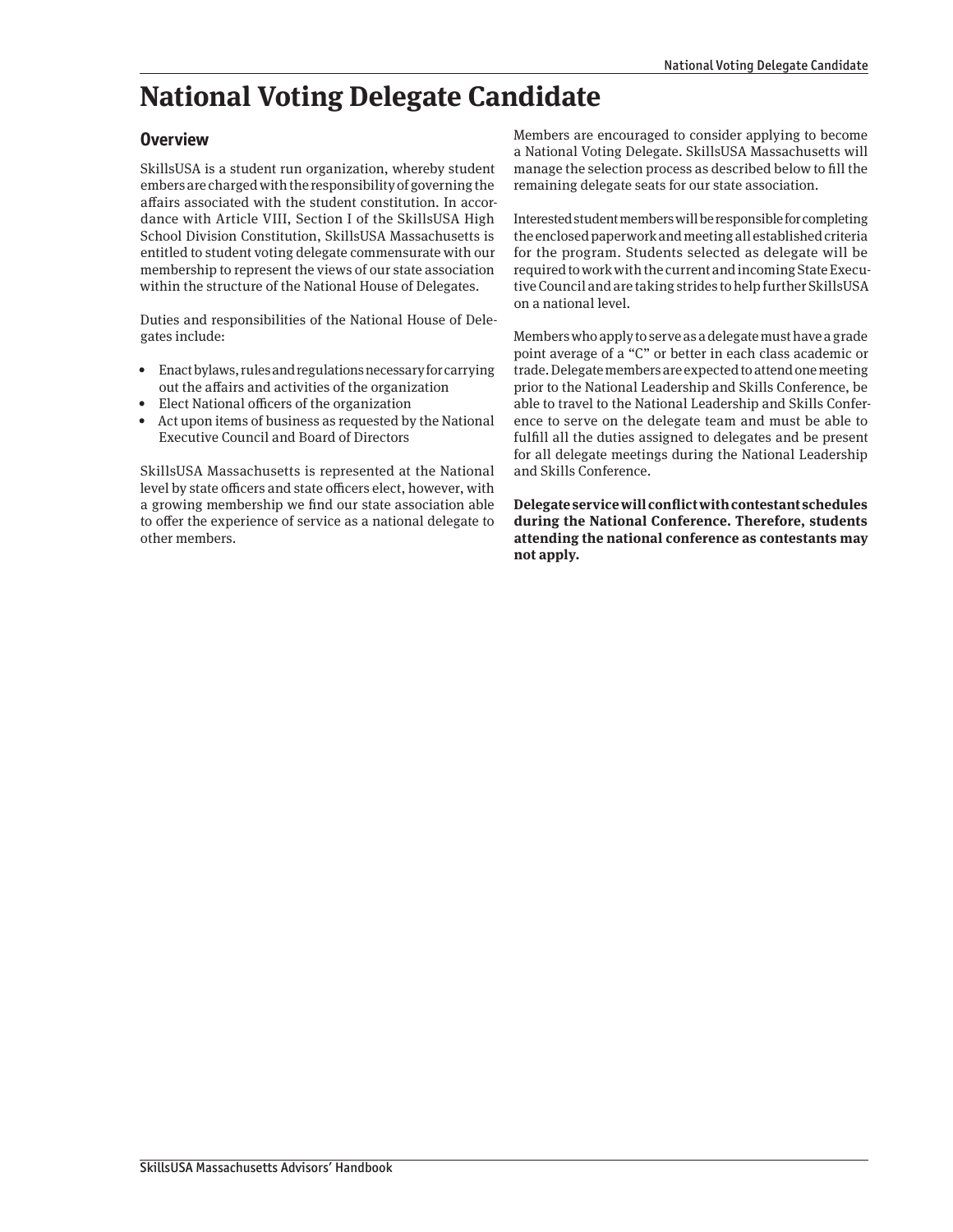# National Voting Delegate Candidate

## Overview

SkillsUSA is a student run organization, whereby student embers are charged with the responsibility of governing the affairs associated with the student constitution. In accordance with Article VIII, Section I of the SkillsUSA High School Division Constitution, SkillsUSA Massachusetts is entitled to student voting delegate commensurate with our membership to represent the views of our state association within the structure of the National House of Delegates.

Duties and responsibilities of the National House of Delegates include:

- Enact bylaws, rules and regulations necessary for carrying out the affairs and activities of the organization
- Elect National officers of the organization
- Act upon items of business as requested by the National Executive Council and Board of Directors

SkillsUSA Massachusetts is represented at the National level by state officers and state officers elect, however, with a growing membership we find our state association able to offer the experience of service as a national delegate to other members.

Members are encouraged to consider applying to become a National Voting Delegate. SkillsUSA Massachusetts will manage the selection process as described below to fill the remaining delegate seats for our state association.

Interested student members will be responsible for completing the enclosed paperwork and meeting all established criteria for the program. Students selected as delegate will be required to work with the current and incoming State Executive Council and are taking strides to help further SkillsUSA on a national level.

Members who apply to serve as a delegate must have a grade point average of a "C" or better in each class academic or trade. Delegate members are expected to attend one meeting prior to the National Leadership and Skills Conference, be able to travel to the National Leadership and Skills Conference to serve on the delegate team and must be able to fulfill all the duties assigned to delegates and be present for all delegate meetings during the National Leadership and Skills Conference.

**Delegate service will conflict with contestant schedules during the National Conference. Therefore, students attending the national conference as contestants may not apply.**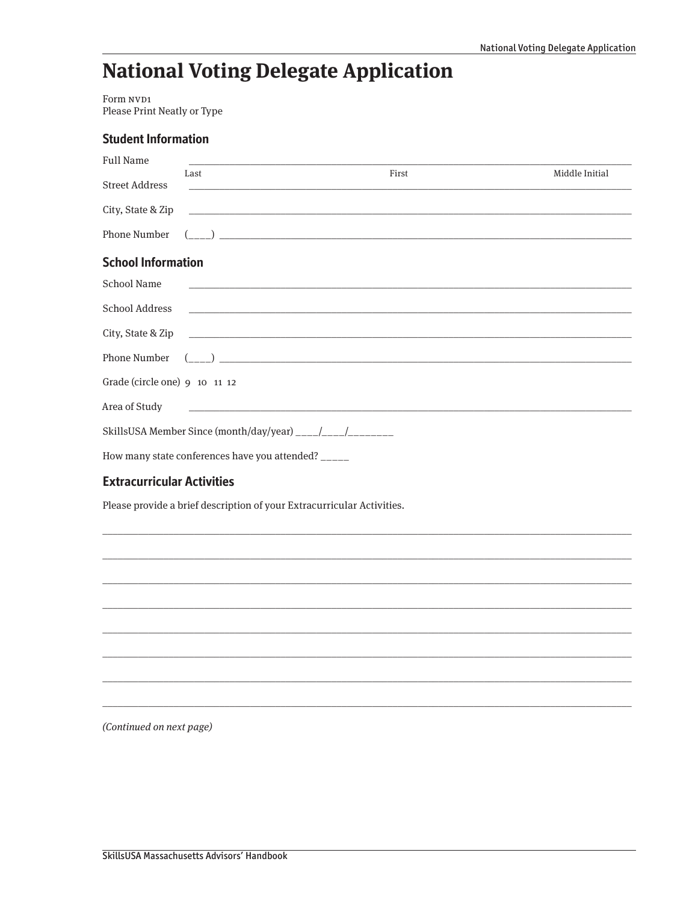# National Voting Delegate Application

Form NVD1
Please Print Neatly or Type

## Student Information

Full Name ______________________________________________________________________________

Last | First | Middle Initial

Street Address ______________________________________________________________________________

City, State & Zip ______________________________________________________________________________

Phone Number (____) ______________________________________________________________________________

## School Information

School Name ______________________________________________________________________________

School Address ______________________________________________________________________________

City, State & Zip ______________________________________________________________________________

Phone Number (____) ______________________________________________________________________________

Grade (circle one) 9 10 11 12

Area of Study ______________________________________________________________________________

SkillsUSA Member Since (month/day/year) ____/____/________

How many state conferences have you attended? _____

## Extracurricular Activities

Please provide a brief description of your Extracurricular Activities.

______________________________________________________________________________

______________________________________________________________________________

______________________________________________________________________________

______________________________________________________________________________

______________________________________________________________________________

______________________________________________________________________________

______________________________________________________________________________

______________________________________________________________________________

*(Continued on next page)*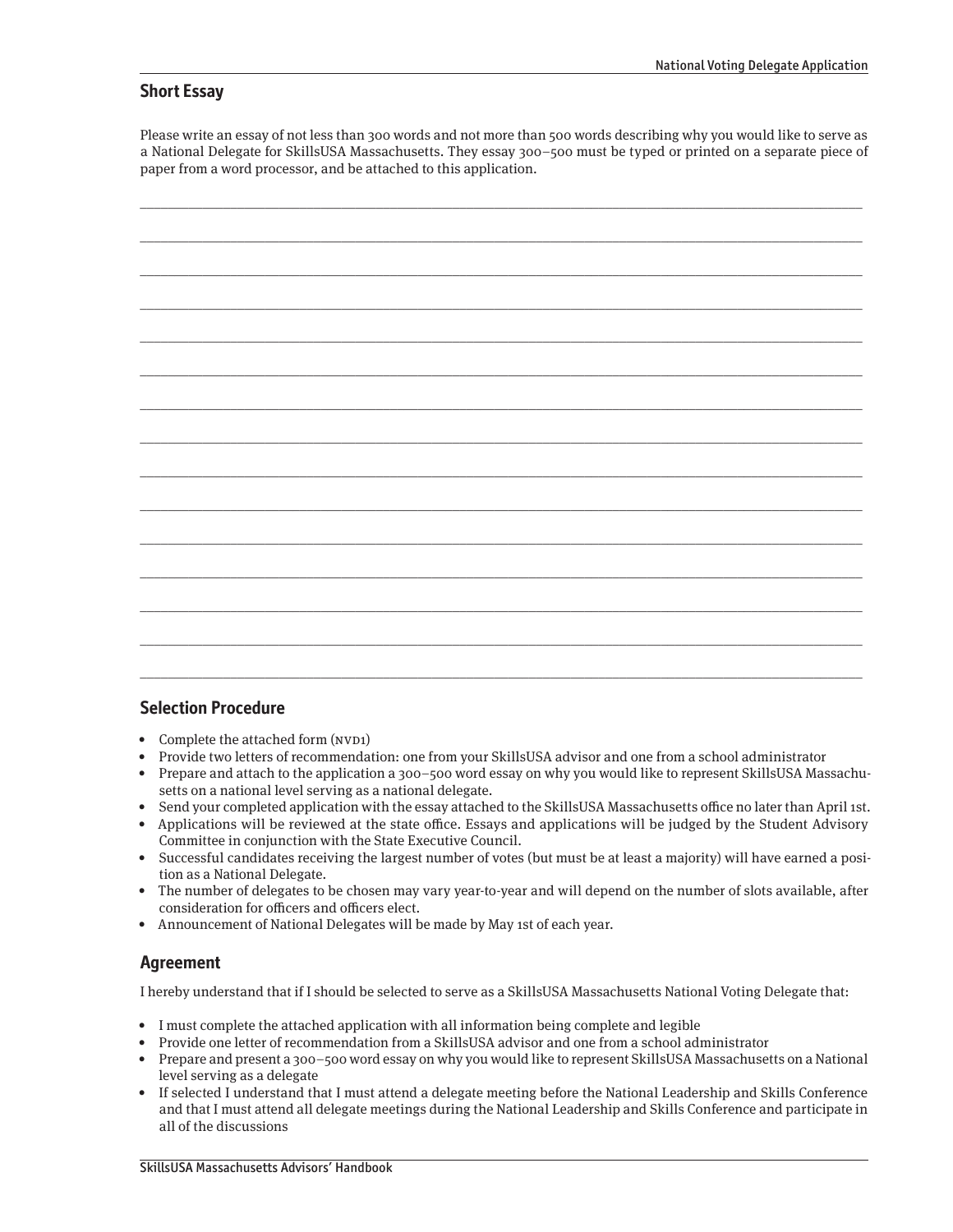## Short Essay

Please write an essay of not less than 300 words and not more than 500 words describing why you would like to serve as a National Delegate for SkillsUSA Massachusetts. They essay 300–500 must be typed or printed on a separate piece of paper from a word processor, and be attached to this application.

______________________________________________________________________________________________

______________________________________________________________________________________________

______________________________________________________________________________________________

______________________________________________________________________________________________

______________________________________________________________________________________________

______________________________________________________________________________________________

______________________________________________________________________________________________

______________________________________________________________________________________________

______________________________________________________________________________________________

______________________________________________________________________________________________

______________________________________________________________________________________________

______________________________________________________________________________________________

______________________________________________________________________________________________

______________________________________________________________________________________________

______________________________________________________________________________________________

## Selection Procedure

- Complete the attached form (NVD1)
- Provide two letters of recommendation: one from your SkillsUSA advisor and one from a school administrator
- Prepare and attach to the application a 300–500 word essay on why you would like to represent SkillsUSA Massachusetts on a national level serving as a national delegate.
- Send your completed application with the essay attached to the SkillsUSA Massachusetts office no later than April 1st.
- Applications will be reviewed at the state office. Essays and applications will be judged by the Student Advisory Committee in conjunction with the State Executive Council.
- Successful candidates receiving the largest number of votes (but must be at least a majority) will have earned a position as a National Delegate.
- The number of delegates to be chosen may vary year-to-year and will depend on the number of slots available, after consideration for officers and officers elect.
- Announcement of National Delegates will be made by May 1st of each year.

## Agreement

I hereby understand that if I should be selected to serve as a SkillsUSA Massachusetts National Voting Delegate that:

- I must complete the attached application with all information being complete and legible
- Provide one letter of recommendation from a SkillsUSA advisor and one from a school administrator
- Prepare and present a 300–500 word essay on why you would like to represent SkillsUSA Massachusetts on a National level serving as a delegate
- If selected I understand that I must attend a delegate meeting before the National Leadership and Skills Conference and that I must attend all delegate meetings during the National Leadership and Skills Conference and participate in all of the discussions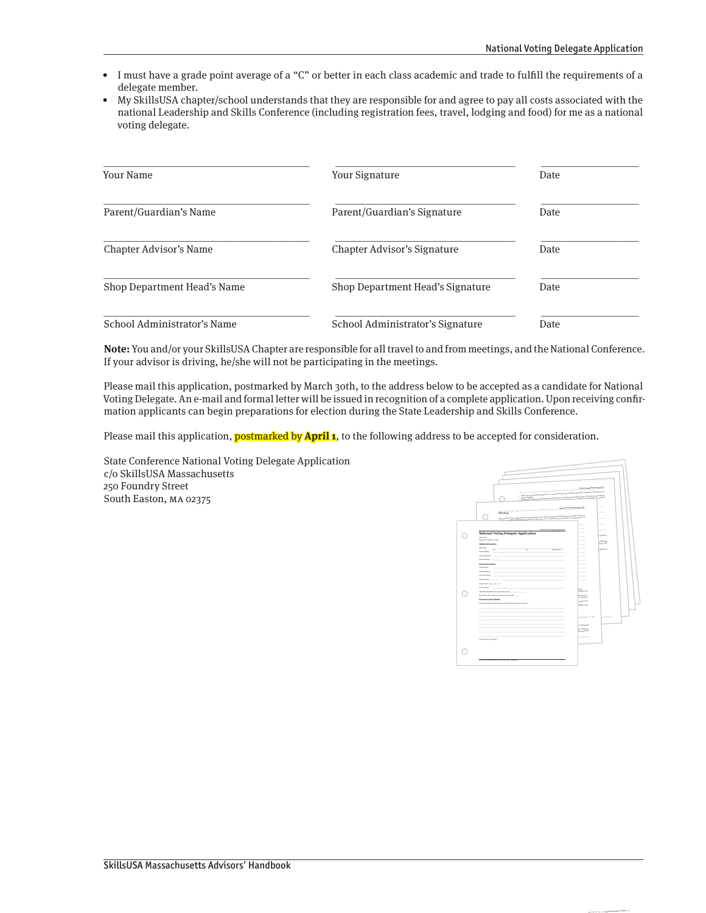- I must have a grade point average of a "C" or better in each class academic and trade to fulfill the requirements of a delegate member.
- My SkillsUSA chapter/school understands that they are responsible for and agree to pay all costs associated with the national Leadership and Skills Conference (including registration fees, travel, lodging and food) for me as a national voting delegate.

| | | |
|---|---|---|
| ______________________ | ______________________ | ____________ |
| Your Name | Your Signature | Date |
| ______________________ | ______________________ | ____________ |
| Parent/Guardian's Name | Parent/Guardian's Signature | Date |
| ______________________ | ______________________ | ____________ |
| Chapter Advisor's Name | Chapter Advisor's Signature | Date |
| ______________________ | ______________________ | ____________ |
| Shop Department Head's Name | Shop Department Head's Signature | Date |
| ______________________ | ______________________ | ____________ |
| School Administrator's Name | School Administrator's Signature | Date |

**Note:** You and/or your SkillsUSA Chapter are responsible for all travel to and from meetings, and the National Conference. If your advisor is driving, he/she will not be participating in the meetings.

Please mail this application, postmarked by March 30th, to the address below to be accepted as a candidate for National Voting Delegate. An e-mail and formal letter will be issued in recognition of a complete application. Upon receiving confirmation applicants can begin preparations for election during the State Leadership and Skills Conference.

Please mail this application, postmarked by **April 1**, to the following address to be accepted for consideration.

State Conference National Voting Delegate Application
c/o SkillsUSA Massachusetts
250 Foundry Street
South Easton, MA 02375